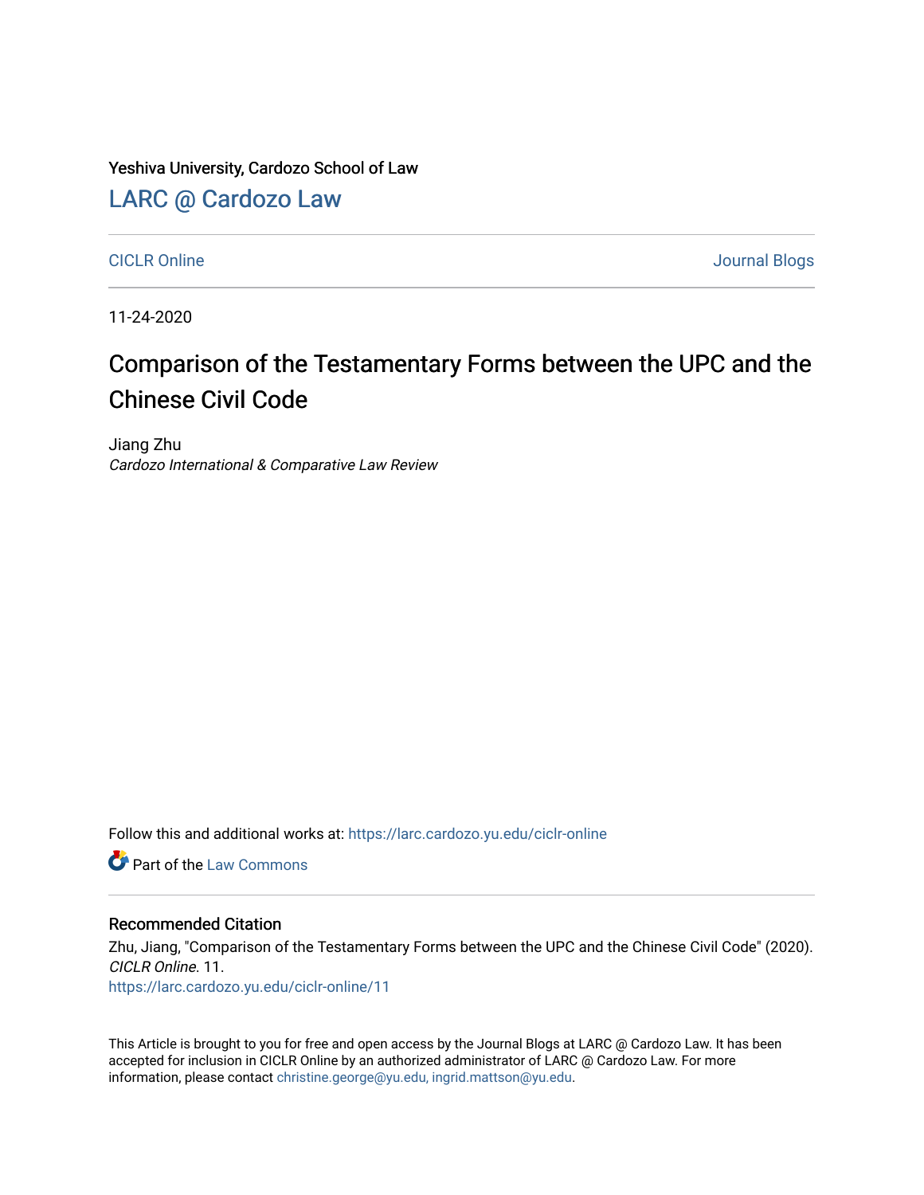Yeshiva University, Cardozo School of Law

## LARC @ Cardozo Law

CICLR Online | Journal Blogs

11-24-2020

# Comparison of the Testamentary Forms between the UPC and the Chinese Civil Code

Jiang Zhu
*Cardozo International & Comparative Law Review*

Follow this and additional works at: https://larc.cardozo.yu.edu/ciclr-online

Part of the Law Commons

### Recommended Citation

Zhu, Jiang, "Comparison of the Testamentary Forms between the UPC and the Chinese Civil Code" (2020). *CICLR Online*. 11.
https://larc.cardozo.yu.edu/ciclr-online/11

This Article is brought to you for free and open access by the Journal Blogs at LARC @ Cardozo Law. It has been accepted for inclusion in CICLR Online by an authorized administrator of LARC @ Cardozo Law. For more information, please contact christine.george@yu.edu, ingrid.mattson@yu.edu.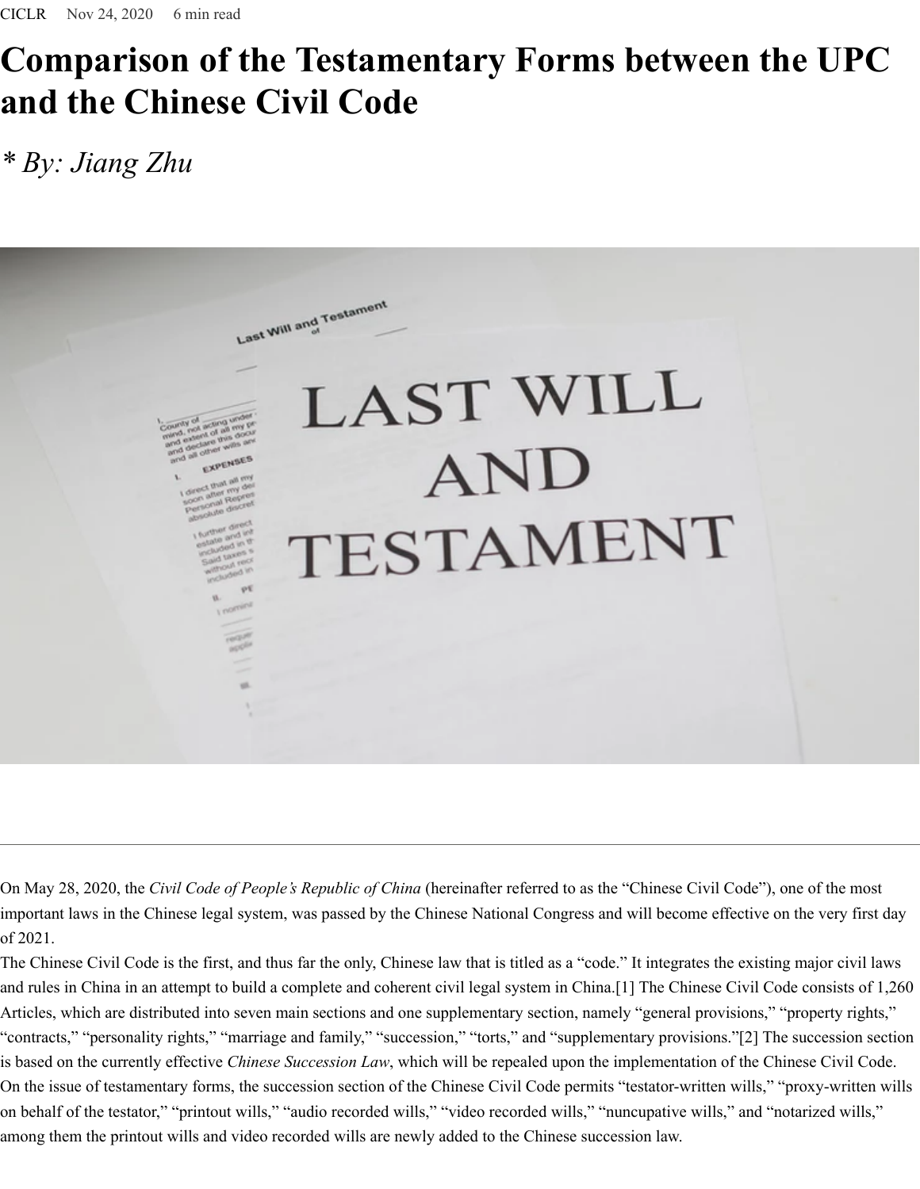CICLR Nov 24, 2020 6 min read

# Comparison of the Testamentary Forms between the UPC and the Chinese Civil Code

*\* By: Jiang Zhu*

On May 28, 2020, the *Civil Code of People's Republic of China* (hereinafter referred to as the "Chinese Civil Code"), one of the most important laws in the Chinese legal system, was passed by the Chinese National Congress and will become effective on the very first day of 2021.

The Chinese Civil Code is the first, and thus far the only, Chinese law that is titled as a "code." It integrates the existing major civil laws and rules in China in an attempt to build a complete and coherent civil legal system in China.[1] The Chinese Civil Code consists of 1,260 Articles, which are distributed into seven main sections and one supplementary section, namely "general provisions," "property rights," "contracts," "personality rights," "marriage and family," "succession," "torts," and "supplementary provisions."[2] The succession section is based on the currently effective *Chinese Succession Law*, which will be repealed upon the implementation of the Chinese Civil Code.

On the issue of testamentary forms, the succession section of the Chinese Civil Code permits "testator-written wills," "proxy-written wills on behalf of the testator," "printout wills," "audio recorded wills," "video recorded wills," "nuncupative wills," and "notarized wills," among them the printout wills and video recorded wills are newly added to the Chinese succession law.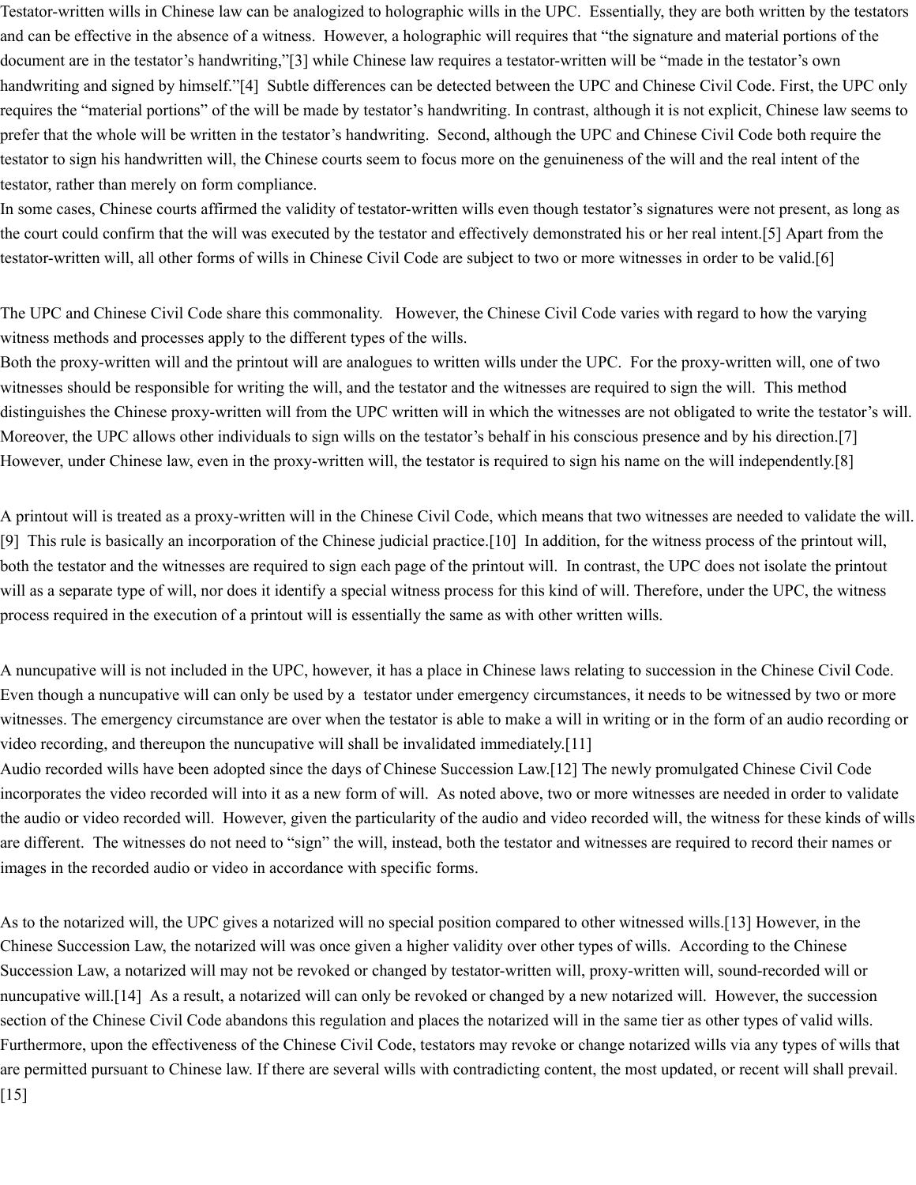Testator-written wills in Chinese law can be analogized to holographic wills in the UPC.  Essentially, they are both written by the testators and can be effective in the absence of a witness.  However, a holographic will requires that "the signature and material portions of the document are in the testator's handwriting,"[3] while Chinese law requires a testator-written will be "made in the testator's own handwriting and signed by himself."[4]  Subtle differences can be detected between the UPC and Chinese Civil Code. First, the UPC only requires the "material portions" of the will be made by testator's handwriting. In contrast, although it is not explicit, Chinese law seems to prefer that the whole will be written in the testator's handwriting.  Second, although the UPC and Chinese Civil Code both require the testator to sign his handwritten will, the Chinese courts seem to focus more on the genuineness of the will and the real intent of the testator, rather than merely on form compliance.

In some cases, Chinese courts affirmed the validity of testator-written wills even though testator's signatures were not present, as long as the court could confirm that the will was executed by the testator and effectively demonstrated his or her real intent.[5] Apart from the testator-written will, all other forms of wills in Chinese Civil Code are subject to two or more witnesses in order to be valid.[6]

The UPC and Chinese Civil Code share this commonality.   However, the Chinese Civil Code varies with regard to how the varying witness methods and processes apply to the different types of the wills.

Both the proxy-written will and the printout will are analogues to written wills under the UPC.  For the proxy-written will, one of two witnesses should be responsible for writing the will, and the testator and the witnesses are required to sign the will.  This method distinguishes the Chinese proxy-written will from the UPC written will in which the witnesses are not obligated to write the testator's will. Moreover, the UPC allows other individuals to sign wills on the testator's behalf in his conscious presence and by his direction.[7] However, under Chinese law, even in the proxy-written will, the testator is required to sign his name on the will independently.[8]

A printout will is treated as a proxy-written will in the Chinese Civil Code, which means that two witnesses are needed to validate the will.[9]  This rule is basically an incorporation of the Chinese judicial practice.[10]  In addition, for the witness process of the printout will, both the testator and the witnesses are required to sign each page of the printout will.  In contrast, the UPC does not isolate the printout will as a separate type of will, nor does it identify a special witness process for this kind of will. Therefore, under the UPC, the witness process required in the execution of a printout will is essentially the same as with other written wills.

A nuncupative will is not included in the UPC, however, it has a place in Chinese laws relating to succession in the Chinese Civil Code. Even though a nuncupative will can only be used by a  testator under emergency circumstances, it needs to be witnessed by two or more witnesses. The emergency circumstance are over when the testator is able to make a will in writing or in the form of an audio recording or video recording, and thereupon the nuncupative will shall be invalidated immediately.[11]

Audio recorded wills have been adopted since the days of Chinese Succession Law.[12] The newly promulgated Chinese Civil Code incorporates the video recorded will into it as a new form of will.  As noted above, two or more witnesses are needed in order to validate the audio or video recorded will.  However, given the particularity of the audio and video recorded will, the witness for these kinds of wills are different.  The witnesses do not need to "sign" the will, instead, both the testator and witnesses are required to record their names or images in the recorded audio or video in accordance with specific forms.

As to the notarized will, the UPC gives a notarized will no special position compared to other witnessed wills.[13] However, in the Chinese Succession Law, the notarized will was once given a higher validity over other types of wills.  According to the Chinese Succession Law, a notarized will may not be revoked or changed by testator-written will, proxy-written will, sound-recorded will or nuncupative will.[14]  As a result, a notarized will can only be revoked or changed by a new notarized will.  However, the succession section of the Chinese Civil Code abandons this regulation and places the notarized will in the same tier as other types of valid wills. Furthermore, upon the effectiveness of the Chinese Civil Code, testators may revoke or change notarized wills via any types of wills that are permitted pursuant to Chinese law. If there are several wills with contradicting content, the most updated, or recent will shall prevail.[15]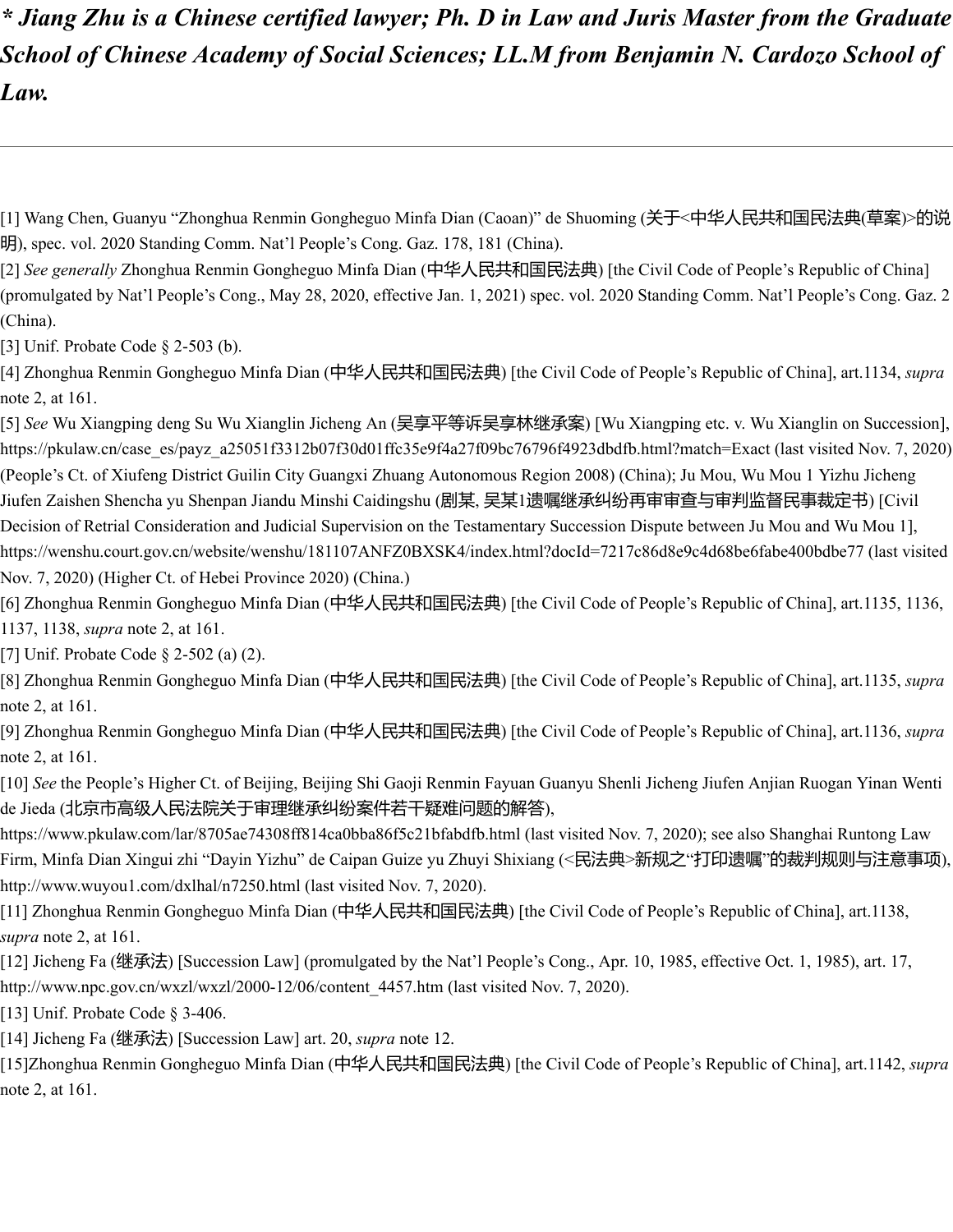***Jiang Zhu is a Chinese certified lawyer; Ph. D in Law and Juris Master from the Graduate School of Chinese Academy of Social Sciences; LL.M from Benjamin N. Cardozo School of Law.***

---

[1] Wang Chen, Guanyu “Zhonghua Renmin Gongheguo Minfa Dian (Caoan)” de Shuoming (关于<中华人民共和国民法典(草案)>的说明), spec. vol. 2020 Standing Comm. Nat’l People’s Cong. Gaz. 178, 181 (China).

[2] *See generally* Zhonghua Renmin Gongheguo Minfa Dian (中华人民共和国民法典) [the Civil Code of People’s Republic of China] (promulgated by Nat’l People’s Cong., May 28, 2020, effective Jan. 1, 2021) spec. vol. 2020 Standing Comm. Nat’l People’s Cong. Gaz. 2 (China).

[3] Unif. Probate Code § 2-503 (b).

[4] Zhonghua Renmin Gongheguo Minfa Dian (中华人民共和国民法典) [the Civil Code of People’s Republic of China], art.1134, *supra* note 2, at 161.

[5] *See* Wu Xiangping deng Su Wu Xianglin Jicheng An (吴享平等诉吴享林继承案) [Wu Xiangping etc. v. Wu Xianglin on Succession], https://pkulaw.cn/case_es/payz_a25051f3312b07f30d01ffc35e9f4a27f09bc76796f4923dbdfb.html?match=Exact (last visited Nov. 7, 2020) (People’s Ct. of Xiufeng District Guilin City Guangxi Zhuang Autonomous Region 2008) (China); Ju Mou, Wu Mou 1 Yizhu Jicheng Jiufen Zaishen Shencha yu Shenpan Jiandu Minshi Caidingshu (剧某, 吴某1遗嘱继承纠纷再审审查与审判监督民事裁定书) [Civil Decision of Retrial Consideration and Judicial Supervision on the Testamentary Succession Dispute between Ju Mou and Wu Mou 1], https://wenshu.court.gov.cn/website/wenshu/181107ANFZ0BXSK4/index.html?docId=7217c86d8e9c4d68be6fabe400bdbe77 (last visited Nov. 7, 2020) (Higher Ct. of Hebei Province 2020) (China.)

[6] Zhonghua Renmin Gongheguo Minfa Dian (中华人民共和国民法典) [the Civil Code of People’s Republic of China], art.1135, 1136, 1137, 1138, *supra* note 2, at 161.

[7] Unif. Probate Code § 2-502 (a) (2).

[8] Zhonghua Renmin Gongheguo Minfa Dian (中华人民共和国民法典) [the Civil Code of People’s Republic of China], art.1135, *supra* note 2, at 161.

[9] Zhonghua Renmin Gongheguo Minfa Dian (中华人民共和国民法典) [the Civil Code of People’s Republic of China], art.1136, *supra* note 2, at 161.

[10] *See* the People’s Higher Ct. of Beijing, Beijing Shi Gaoji Renmin Fayuan Guanyu Shenli Jicheng Jiufen Anjian Ruogan Yinan Wenti de Jieda (北京市高级人民法院关于审理继承纠纷案件若干疑难问题的解答), https://www.pkulaw.com/lar/8705ae74308ff814ca0bba86f5c21bfabdfb.html (last visited Nov. 7, 2020); see also Shanghai Runtong Law Firm, Minfa Dian Xingui zhi “Dayin Yizhu” de Caipan Guize yu Zhuyi Shixiang (<民法典>新规之“打印遗嘱”的裁判规则与注意事项), http://www.wuyou1.com/dxlhal/n7250.html (last visited Nov. 7, 2020).

[11] Zhonghua Renmin Gongheguo Minfa Dian (中华人民共和国民法典) [the Civil Code of People’s Republic of China], art.1138, *supra* note 2, at 161.

[12] Jicheng Fa (继承法) [Succession Law] (promulgated by the Nat’l People’s Cong., Apr. 10, 1985, effective Oct. 1, 1985), art. 17, http://www.npc.gov.cn/wxzl/wxzl/2000-12/06/content_4457.htm (last visited Nov. 7, 2020).

[13] Unif. Probate Code § 3-406.

[14] Jicheng Fa (继承法) [Succession Law] art. 20, *supra* note 12.

[15]Zhonghua Renmin Gongheguo Minfa Dian (中华人民共和国民法典) [the Civil Code of People’s Republic of China], art.1142, *supra* note 2, at 161.